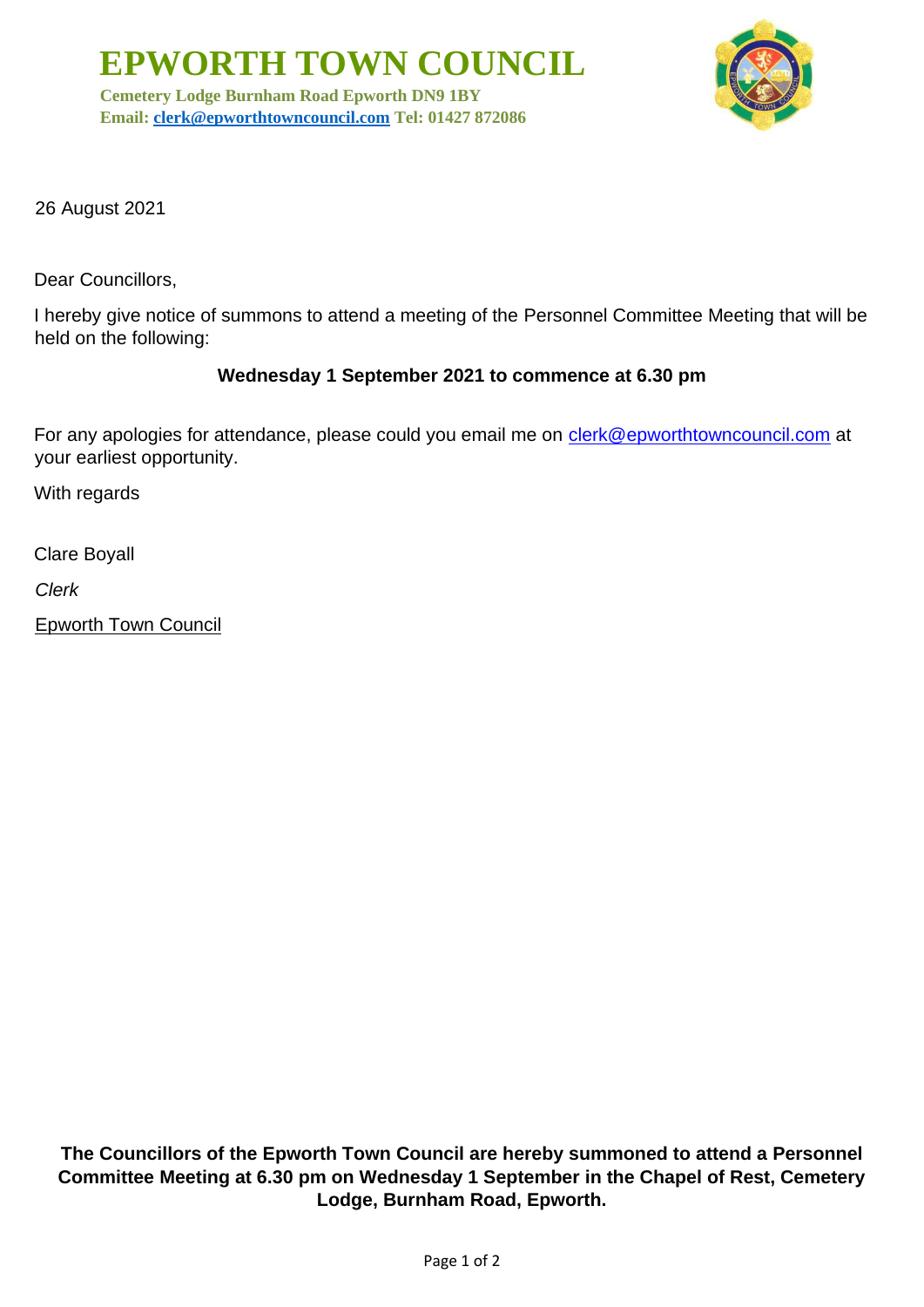# EPWORTH TOWN COUNCIL

**Cemetery Lodge Burnham Road Epworth DN9 1BY**
**Email: clerk@epworthtowncouncil.com Tel: 01427 872086**

26 August 2021

Dear Councillors,

I hereby give notice of summons to attend a meeting of the Personnel Committee Meeting that will be held on the following:

**Wednesday 1 September 2021 to commence at 6.30 pm**

For any apologies for attendance, please could you email me on clerk@epworthtowncouncil.com at your earliest opportunity.

With regards

Clare Boyall

*Clerk*

Epworth Town Council

**The Councillors of the Epworth Town Council are hereby summoned to attend a Personnel Committee Meeting at 6.30 pm on Wednesday 1 September in the Chapel of Rest, Cemetery Lodge, Burnham Road, Epworth.**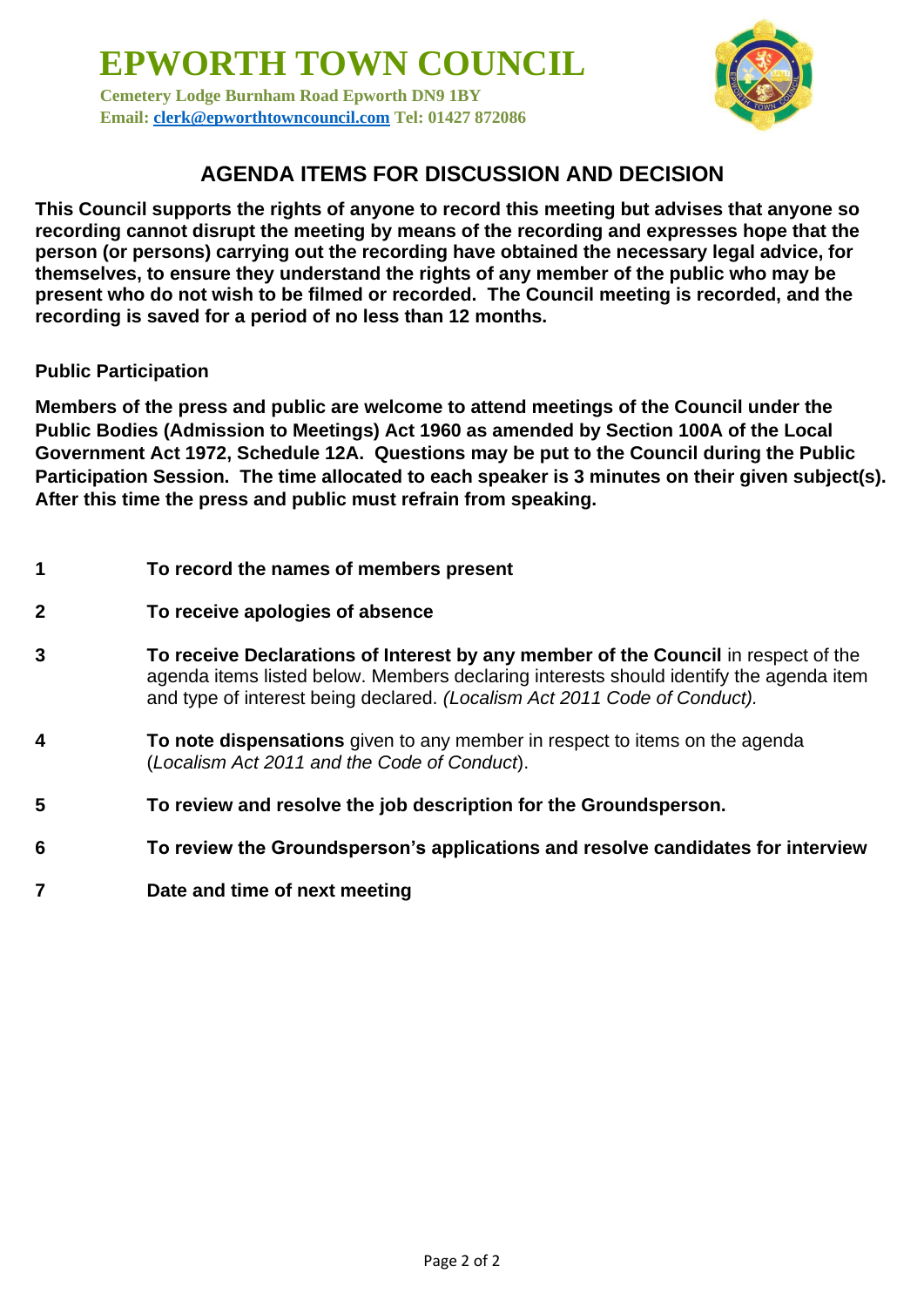# EPWORTH TOWN COUNCIL

**Cemetery Lodge Burnham Road Epworth DN9 1BY**
**Email: clerk@epworthtowncouncil.com Tel: 01427 872086**

## AGENDA ITEMS FOR DISCUSSION AND DECISION

**This Council supports the rights of anyone to record this meeting but advises that anyone so recording cannot disrupt the meeting by means of the recording and expresses hope that the person (or persons) carrying out the recording have obtained the necessary legal advice, for themselves, to ensure they understand the rights of any member of the public who may be present who do not wish to be filmed or recorded. The Council meeting is recorded, and the recording is saved for a period of no less than 12 months.**

**Public Participation**

**Members of the press and public are welcome to attend meetings of the Council under the Public Bodies (Admission to Meetings) Act 1960 as amended by Section 100A of the Local Government Act 1972, Schedule 12A. Questions may be put to the Council during the Public Participation Session. The time allocated to each speaker is 3 minutes on their given subject(s). After this time the press and public must refrain from speaking.**

**1** **To record the names of members present**

**2** **To receive apologies of absence**

**3** **To receive Declarations of Interest by any member of the Council** in respect of the agenda items listed below. Members declaring interests should identify the agenda item and type of interest being declared. *(Localism Act 2011 Code of Conduct).*

**4** **To note dispensations** given to any member in respect to items on the agenda (*Localism Act 2011 and the Code of Conduct*).

**5** **To review and resolve the job description for the Groundsperson.**

**6** **To review the Groundsperson's applications and resolve candidates for interview**

**7** **Date and time of next meeting**